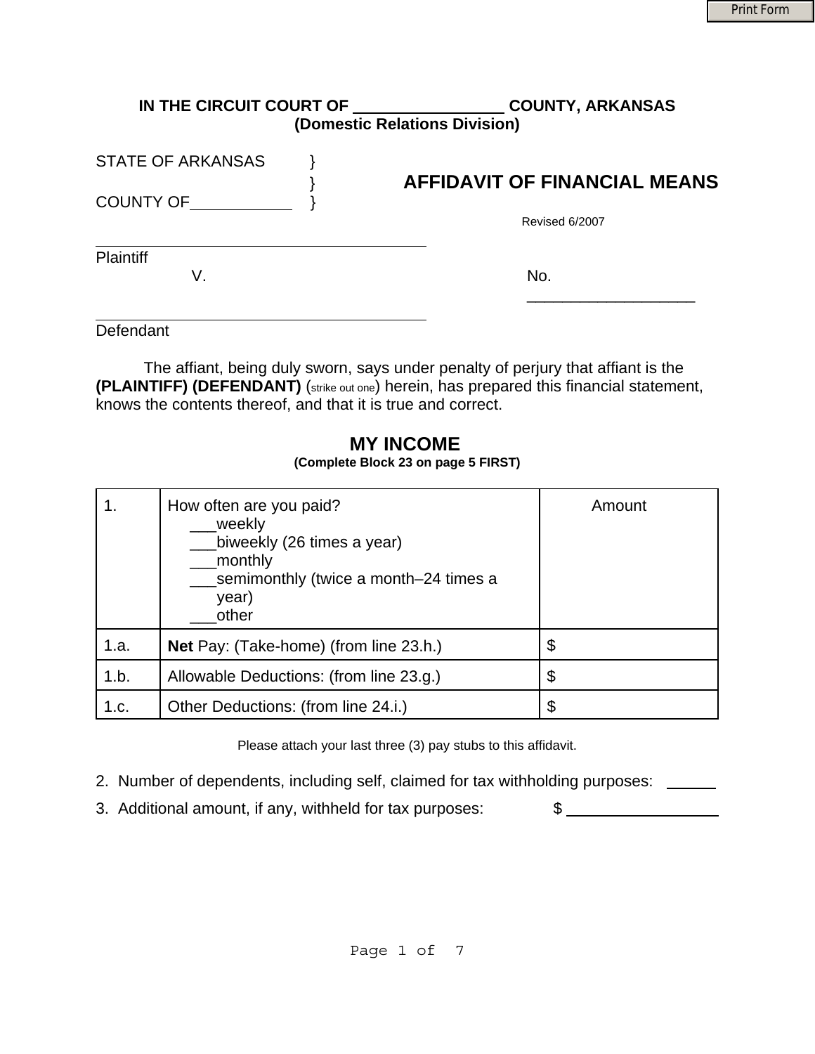**IN THE CIRCUIT COURT OF _________________ COUNTY, ARKANSAS**
**(Domestic Relations Division)**

STATE OF ARKANSAS }
}
COUNTY OF____________ }

## AFFIDAVIT OF FINANCIAL MEANS

Revised 6/2007

_______________________________________
Plaintiff

V. No. ___________________

_______________________________________
Defendant

The affiant, being duly sworn, says under penalty of perjury that affiant is the **(PLAINTIFF) (DEFENDANT)** (strike out one) herein, has prepared this financial statement, knows the contents thereof, and that it is true and correct.

## MY INCOME

**(Complete Block 23 on page 5 FIRST)**

| 1. | How often are you paid?<br>___weekly<br>___biweekly (26 times a year)<br>___monthly<br>___semimonthly (twice a month–24 times a year)<br>___other | Amount |
|---|---|---|
| 1.a. | **Net** Pay: (Take-home) (from line 23.h.) | $ |
| 1.b. | Allowable Deductions: (from line 23.g.) | $ |
| 1.c. | Other Deductions: (from line 24.i.) | $ |

Please attach your last three (3) pay stubs to this affidavit.

2. Number of dependents, including self, claimed for tax withholding purposes: ______
3. Additional amount, if any, withheld for tax purposes: $ __________________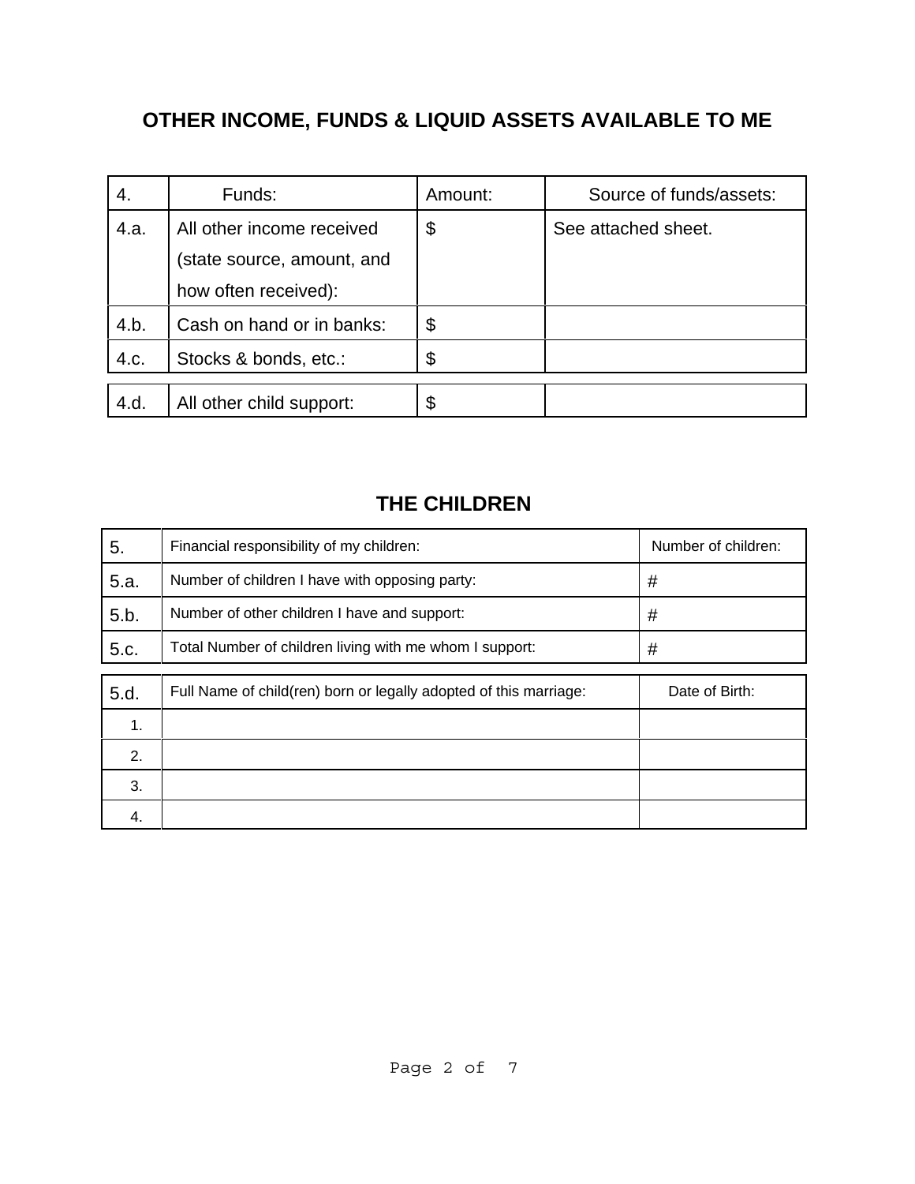## OTHER INCOME, FUNDS & LIQUID ASSETS AVAILABLE TO ME

| 4. | Funds: | Amount: | Source of funds/assets: |
|---|---|---|---|
| 4.a. | All other income received (state source, amount, and how often received): | $ | See attached sheet. |
| 4.b. | Cash on hand or in banks: | $ | |
| 4.c. | Stocks & bonds, etc.: | $ | |
| 4.d. | All other child support: | $ | |

## THE CHILDREN

| 5. | Financial responsibility of my children: | Number of children: |
|---|---|---|
| 5.a. | Number of children I have with opposing party: | # |
| 5.b. | Number of other children I have and support: | # |
| 5.c. | Total Number of children living with me whom I support: | # |

| 5.d. | Full Name of child(ren) born or legally adopted of this marriage: | Date of Birth: |
|---|---|---|
| 1. | | |
| 2. | | |
| 3. | | |
| 4. | | |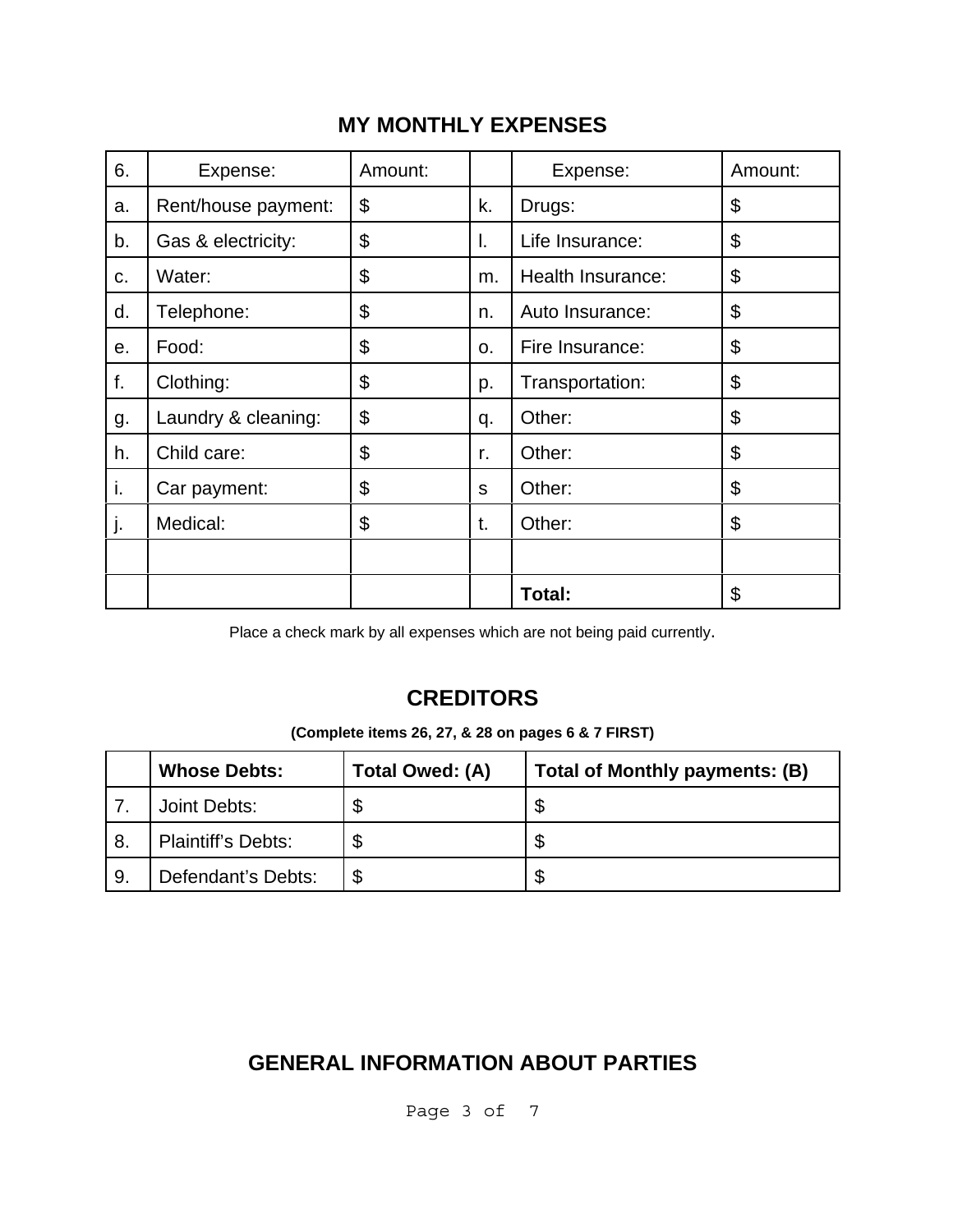## MY MONTHLY EXPENSES

| 6. | Expense: | Amount: | | Expense: | Amount: |
|---|---|---|---|---|---|
| a. | Rent/house payment: | $ | k. | Drugs: | $ |
| b. | Gas & electricity: | $ | l. | Life Insurance: | $ |
| c. | Water: | $ | m. | Health Insurance: | $ |
| d. | Telephone: | $ | n. | Auto Insurance: | $ |
| e. | Food: | $ | o. | Fire Insurance: | $ |
| f. | Clothing: | $ | p. | Transportation: | $ |
| g. | Laundry & cleaning: | $ | q. | Other: | $ |
| h. | Child care: | $ | r. | Other: | $ |
| i. | Car payment: | $ | s | Other: | $ |
| j. | Medical: | $ | t. | Other: | $ |
| | | | | | |
| | | | | **Total:** | $ |

Place a check mark by all expenses which are not being paid currently.

## CREDITORS

**(Complete items 26, 27, & 28 on pages 6 & 7 FIRST)**

| | Whose Debts: | Total Owed: (A) | Total of Monthly payments: (B) |
|---|---|---|---|
| 7. | Joint Debts: | $ | $ |
| 8. | Plaintiff's Debts: | $ | $ |
| 9. | Defendant's Debts: | $ | $ |

## GENERAL INFORMATION ABOUT PARTIES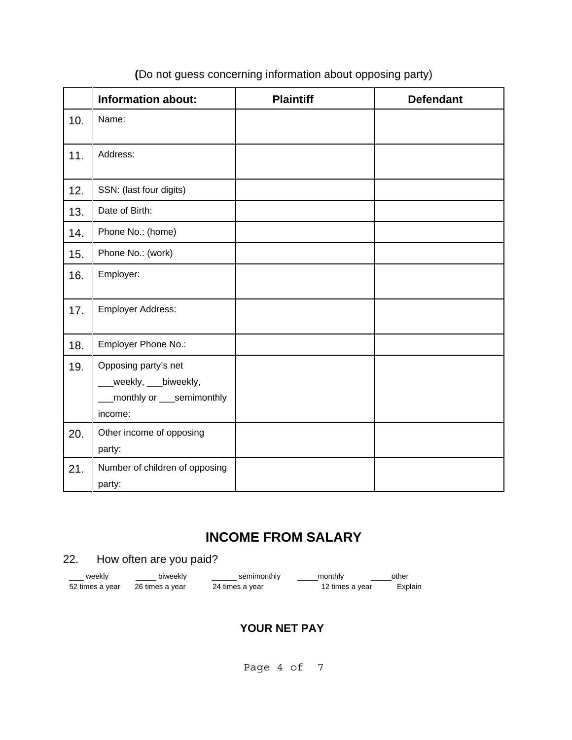**(**Do not guess concerning information about opposing party)

| | **Information about:** | **Plaintiff** | **Defendant** |
|---|---|---|---|
| 10. | Name: | | |
| 11. | Address: | | |
| 12. | SSN: (last four digits) | | |
| 13. | Date of Birth: | | |
| 14. | Phone No.: (home) | | |
| 15. | Phone No.: (work) | | |
| 16. | Employer: | | |
| 17. | Employer Address: | | |
| 18. | Employer Phone No.: | | |
| 19. | Opposing party's net ___weekly, ___biweekly, ___monthly or ___semimonthly income: | | |
| 20. | Other income of opposing party: | | |
| 21. | Number of children of opposing party: | | |

## INCOME FROM SALARY

22. How often are you paid?

| ___ weekly | _____ biweekly | ______ semimonthly | _____monthly | _____other |
|---|---|---|---|---|
| 52 times a year | 26 times a year | 24 times a year | 12 times a year | Explain |

### YOUR NET PAY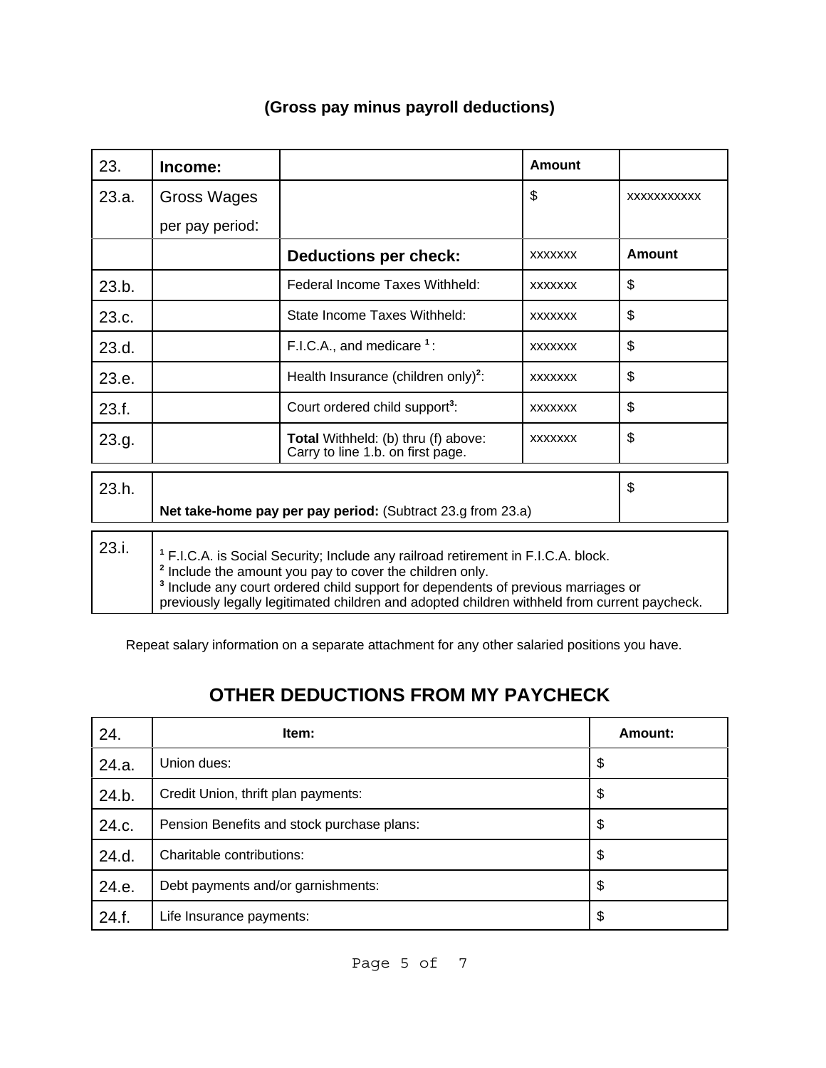**(Gross pay minus payroll deductions)**

| 23. | **Income:** | | **Amount** | |
|---|---|---|---|---|
| 23.a. | Gross Wages per pay period: | | $ | xxxxxxxxxxx |
| | | **Deductions per check:** | xxxxxxx | **Amount** |
| 23.b. | | Federal Income Taxes Withheld: | xxxxxxx | $ |
| 23.c. | | State Income Taxes Withheld: | xxxxxxx | $ |
| 23.d. | | F.I.C.A., and medicare [1]: | xxxxxxx | $ |
| 23.e. | | Health Insurance (children only)[2]: | xxxxxxx | $ |
| 23.f. | | Court ordered child support[3]: | xxxxxxx | $ |
| 23.g. | | **Total** Withheld: (b) thru (f) above: Carry to line 1.b. on first page. | xxxxxxx | $ |

| 23.h. | **Net take-home pay per pay period:** (Subtract 23.g from 23.a) | $ |
|---|---|---|

| 23.i. | [1] F.I.C.A. is Social Security; Include any railroad retirement in F.I.C.A. block. [2] Include the amount you pay to cover the children only. [3] Include any court ordered child support for dependents of previous marriages or previously legally legitimated children and adopted children withheld from current paycheck. |
|---|---|

Repeat salary information on a separate attachment for any other salaried positions you have.

## OTHER DEDUCTIONS FROM MY PAYCHECK

| 24. | **Item:** | **Amount:** |
|---|---|---|
| 24.a. | Union dues: | $ |
| 24.b. | Credit Union, thrift plan payments: | $ |
| 24.c. | Pension Benefits and stock purchase plans: | $ |
| 24.d. | Charitable contributions: | $ |
| 24.e. | Debt payments and/or garnishments: | $ |
| 24.f. | Life Insurance payments: | $ |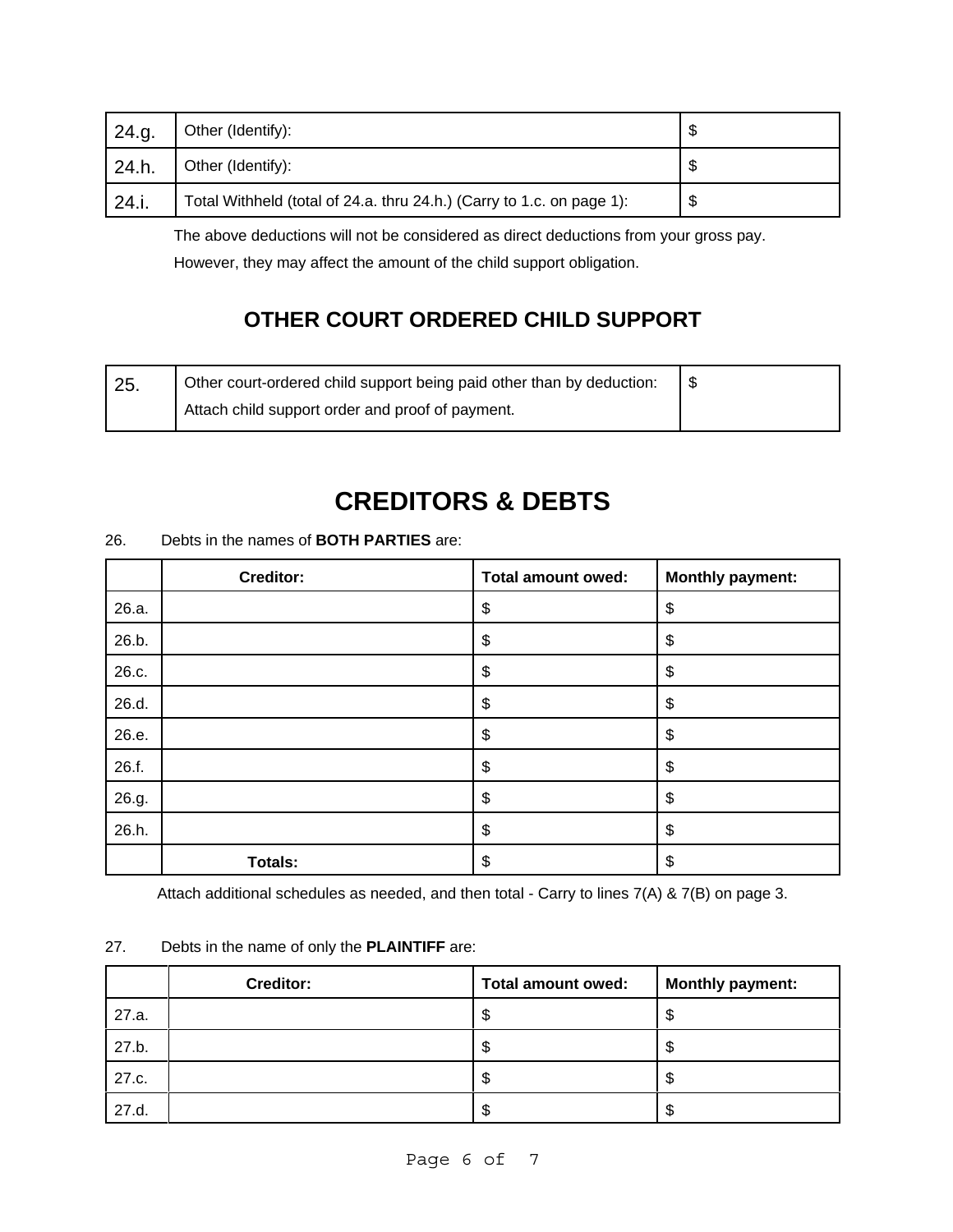| | | |
|---|---|---|
| 24.g. | Other (Identify): | $ |
| 24.h. | Other (Identify): | $ |
| 24.i. | Total Withheld (total of 24.a. thru 24.h.) (Carry to 1.c. on page 1): | $ |

The above deductions will not be considered as direct deductions from your gross pay. However, they may affect the amount of the child support obligation.

## OTHER COURT ORDERED CHILD SUPPORT

| | | |
|---|---|---|
| 25. | Other court-ordered child support being paid other than by deduction: Attach child support order and proof of payment. | $ |

# CREDITORS & DEBTS

26. Debts in the names of **BOTH PARTIES** are:

| | Creditor: | Total amount owed: | Monthly payment: |
|---|---|---|---|
| 26.a. | | $ | $ |
| 26.b. | | $ | $ |
| 26.c. | | $ | $ |
| 26.d. | | $ | $ |
| 26.e. | | $ | $ |
| 26.f. | | $ | $ |
| 26.g. | | $ | $ |
| 26.h. | | $ | $ |
| | **Totals:** | $ | $ |

Attach additional schedules as needed, and then total - Carry to lines 7(A) & 7(B) on page 3.

27. Debts in the name of only the **PLAINTIFF** are:

| | Creditor: | Total amount owed: | Monthly payment: |
|---|---|---|---|
| 27.a. | | $ | $ |
| 27.b. | | $ | $ |
| 27.c. | | $ | $ |
| 27.d. | | $ | $ |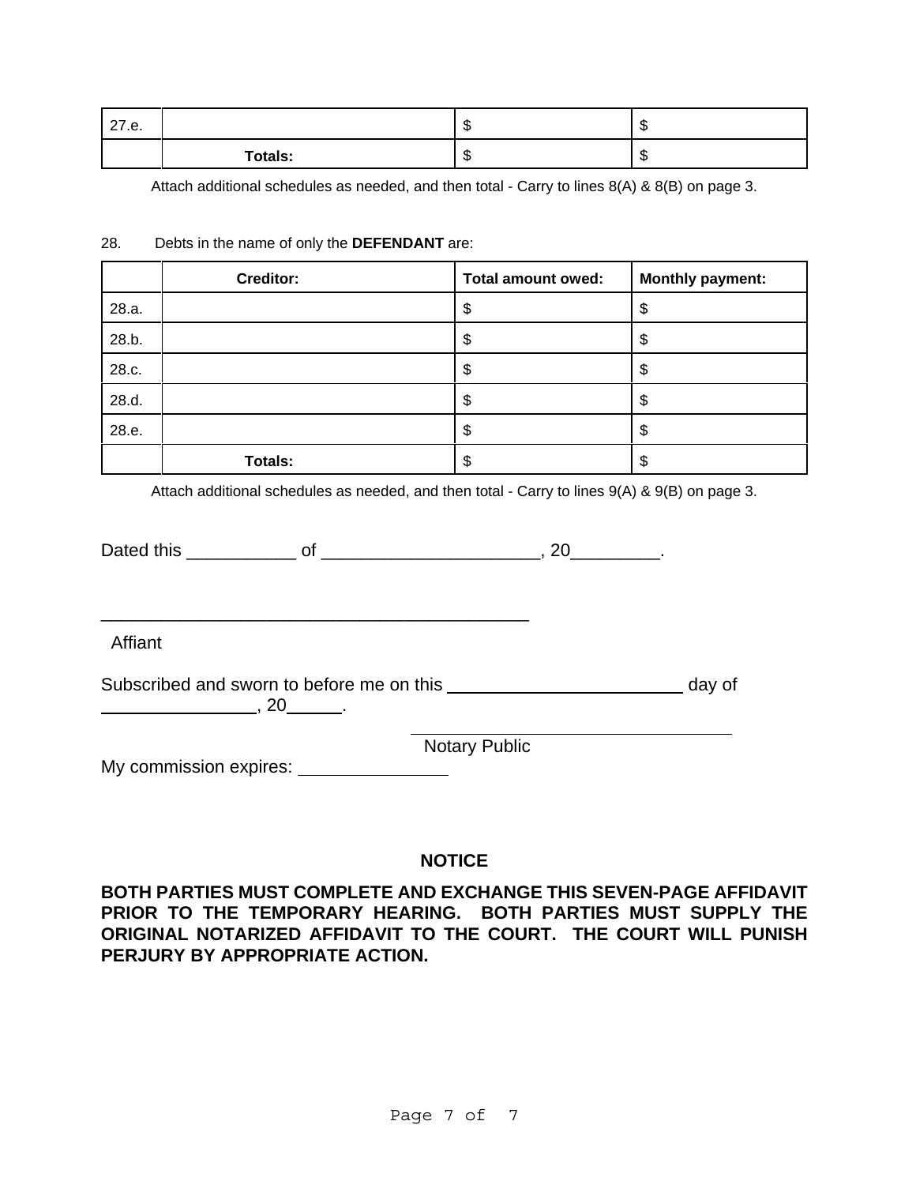| | | | |
|---|---|---|---|
| 27.e. | | $ | $ |
| | **Totals:** | $ | $ |

Attach additional schedules as needed, and then total - Carry to lines 8(A) & 8(B) on page 3.

28. Debts in the name of only the **DEFENDANT** are:

| | **Creditor:** | **Total amount owed:** | **Monthly payment:** |
|---|---|---|---|
| 28.a. | | $ | $ |
| 28.b. | | $ | $ |
| 28.c. | | $ | $ |
| 28.d. | | $ | $ |
| 28.e. | | $ | $ |
| | **Totals:** | $ | $ |

Attach additional schedules as needed, and then total - Carry to lines 9(A) & 9(B) on page 3.

Dated this ___________ of ______________________, 20_________.

_____________________________________________

Affiant

Subscribed and sworn to before me on this ________________________ day of ________________, 20______.

_________________________________

Notary Public

My commission expires: _______________

**NOTICE**

**BOTH PARTIES MUST COMPLETE AND EXCHANGE THIS SEVEN-PAGE AFFIDAVIT PRIOR TO THE TEMPORARY HEARING. BOTH PARTIES MUST SUPPLY THE ORIGINAL NOTARIZED AFFIDAVIT TO THE COURT. THE COURT WILL PUNISH PERJURY BY APPROPRIATE ACTION.**